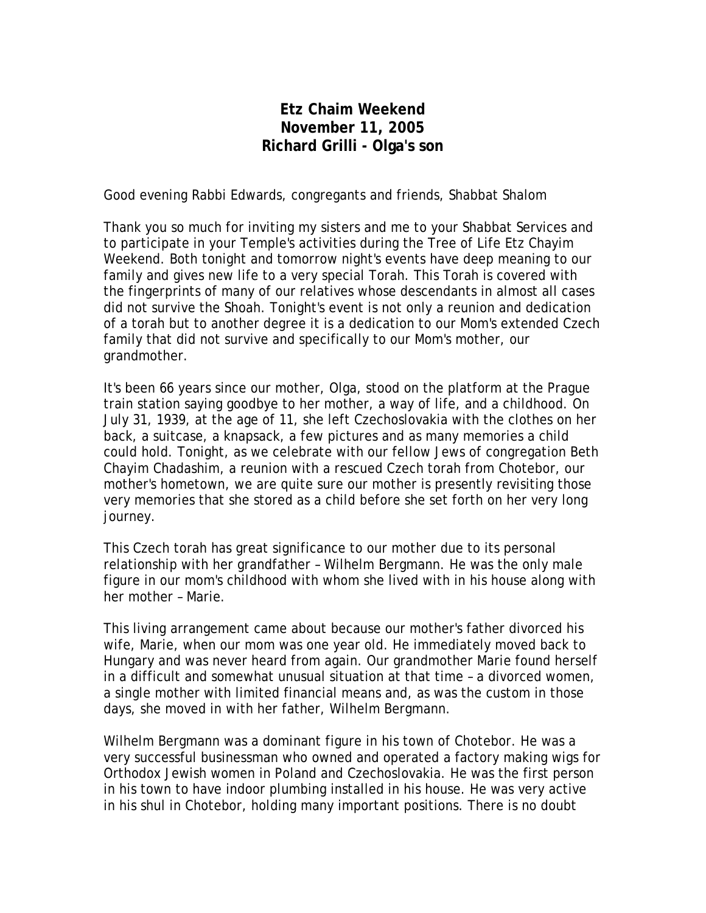# Etz Chaim Weekend
## November 11, 2005
## Richard Grilli - Olga's son

Good evening Rabbi Edwards, congregants and friends, Shabbat Shalom

Thank you so much for inviting my sisters and me to your Shabbat Services and to participate in your Temple's activities during the Tree of Life Etz Chayim Weekend. Both tonight and tomorrow night's events have deep meaning to our family and gives new life to a very special Torah. This Torah is covered with the fingerprints of many of our relatives whose descendants in almost all cases did not survive the Shoah. Tonight's event is not only a reunion and dedication of a torah but to another degree it is a dedication to our Mom's extended Czech family that did not survive and specifically to our Mom's mother, our grandmother.

It's been 66 years since our mother, Olga, stood on the platform at the Prague train station saying goodbye to her mother, a way of life, and a childhood. On July 31, 1939, at the age of 11, she left Czechoslovakia with the clothes on her back, a suitcase, a knapsack, a few pictures and as many memories a child could hold. Tonight, as we celebrate with our fellow Jews of congregation Beth Chayim Chadashim, a reunion with a rescued Czech torah from Chotebor, our mother's hometown, we are quite sure our mother is presently revisiting those very memories that she stored as a child before she set forth on her very long journey.

This Czech torah has great significance to our mother due to its personal relationship with her grandfather – Wilhelm Bergmann. He was the only male figure in our mom's childhood with whom she lived with in his house along with her mother – Marie.

This living arrangement came about because our mother's father divorced his wife, Marie, when our mom was one year old. He immediately moved back to Hungary and was never heard from again. Our grandmother Marie found herself in a difficult and somewhat unusual situation at that time – a divorced women, a single mother with limited financial means and, as was the custom in those days, she moved in with her father, Wilhelm Bergmann.

Wilhelm Bergmann was a dominant figure in his town of Chotebor. He was a very successful businessman who owned and operated a factory making wigs for Orthodox Jewish women in Poland and Czechoslovakia. He was the first person in his town to have indoor plumbing installed in his house. He was very active in his shul in Chotebor, holding many important positions. There is no doubt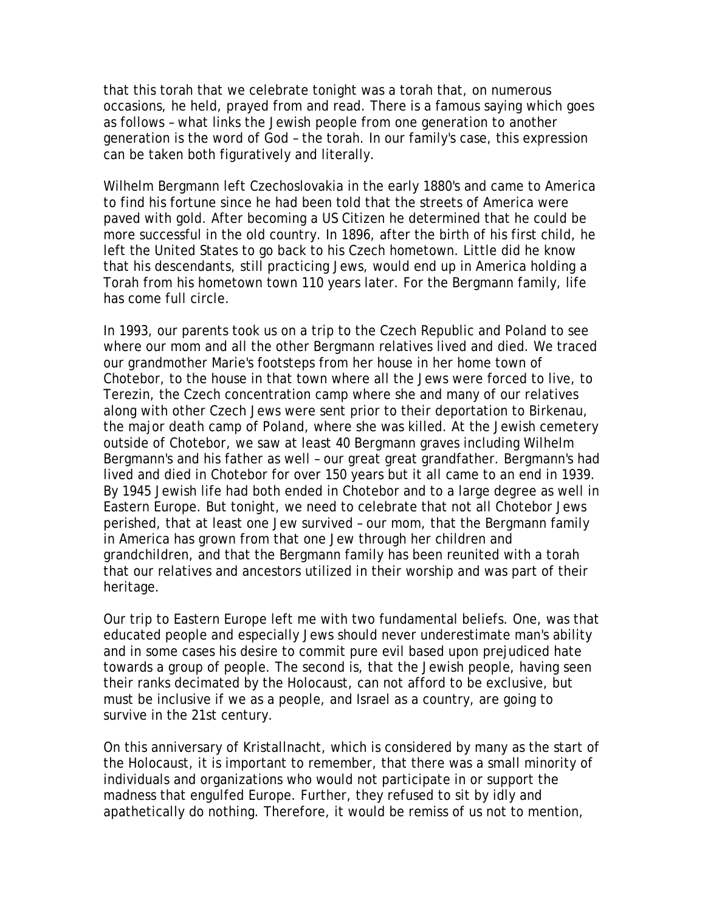that this torah that we celebrate tonight was a torah that, on numerous occasions, he held, prayed from and read. There is a famous saying which goes as follows – what links the Jewish people from one generation to another generation is the word of God – the torah. In our family's case, this expression can be taken both figuratively and literally.

Wilhelm Bergmann left Czechoslovakia in the early 1880's and came to America to find his fortune since he had been told that the streets of America were paved with gold. After becoming a US Citizen he determined that he could be more successful in the old country. In 1896, after the birth of his first child, he left the United States to go back to his Czech hometown. Little did he know that his descendants, still practicing Jews, would end up in America holding a Torah from his hometown town 110 years later. For the Bergmann family, life has come full circle.

In 1993, our parents took us on a trip to the Czech Republic and Poland to see where our mom and all the other Bergmann relatives lived and died. We traced our grandmother Marie's footsteps from her house in her home town of Chotebor, to the house in that town where all the Jews were forced to live, to Terezin, the Czech concentration camp where she and many of our relatives along with other Czech Jews were sent prior to their deportation to Birkenau, the major death camp of Poland, where she was killed. At the Jewish cemetery outside of Chotebor, we saw at least 40 Bergmann graves including Wilhelm Bergmann's and his father as well – our great great grandfather. Bergmann's had lived and died in Chotebor for over 150 years but it all came to an end in 1939. By 1945 Jewish life had both ended in Chotebor and to a large degree as well in Eastern Europe. But tonight, we need to celebrate that not all Chotebor Jews perished, that at least one Jew survived – our mom, that the Bergmann family in America has grown from that one Jew through her children and grandchildren, and that the Bergmann family has been reunited with a torah that our relatives and ancestors utilized in their worship and was part of their heritage.

Our trip to Eastern Europe left me with two fundamental beliefs. One, was that educated people and especially Jews should never underestimate man's ability and in some cases his desire to commit pure evil based upon prejudiced hate towards a group of people. The second is, that the Jewish people, having seen their ranks decimated by the Holocaust, can not afford to be exclusive, but must be inclusive if we as a people, and Israel as a country, are going to survive in the 21st century.

On this anniversary of Kristallnacht, which is considered by many as the start of the Holocaust, it is important to remember, that there was a small minority of individuals and organizations who would not participate in or support the madness that engulfed Europe. Further, they refused to sit by idly and apathetically do nothing. Therefore, it would be remiss of us not to mention,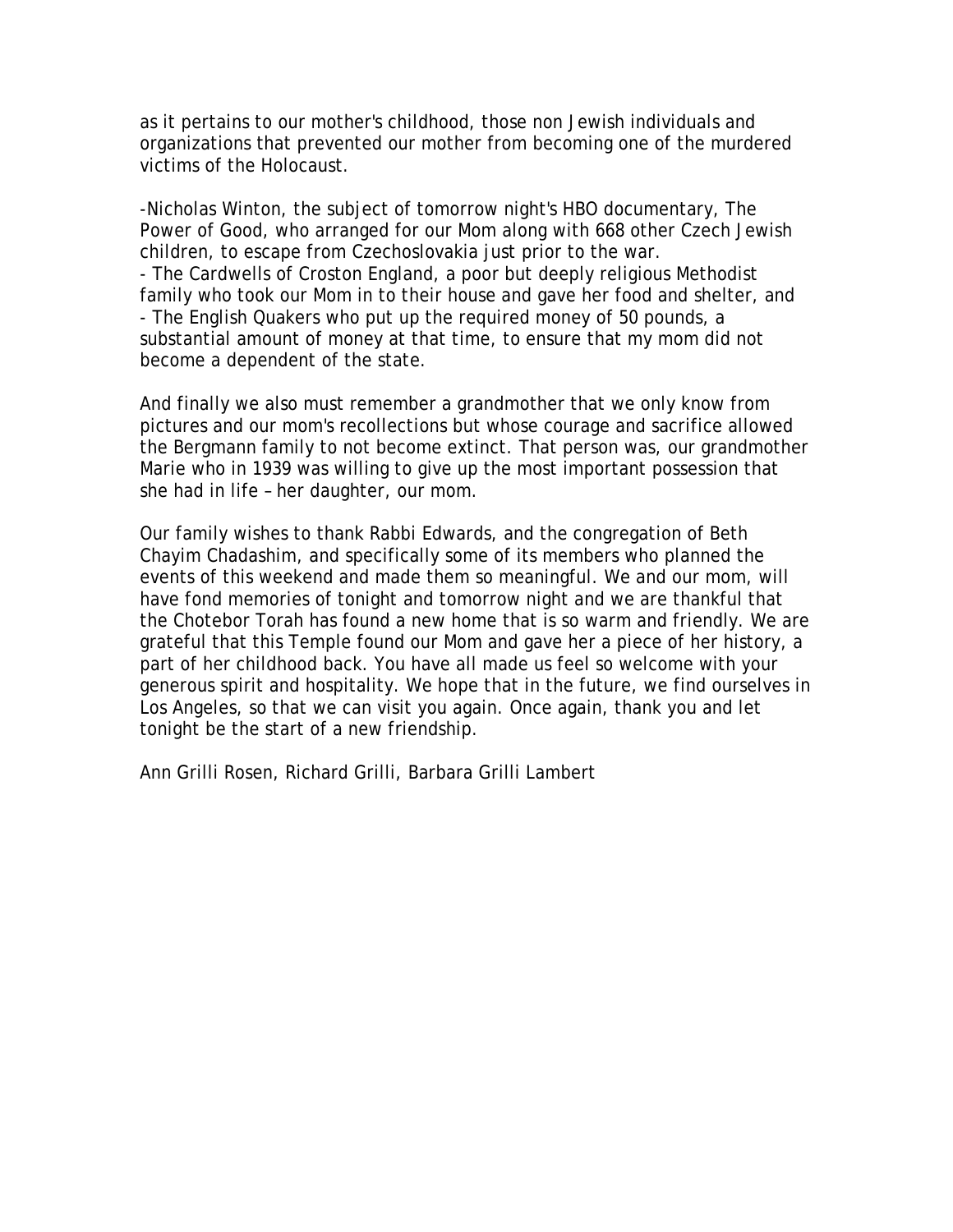as it pertains to our mother's childhood, those non Jewish individuals and organizations that prevented our mother from becoming one of the murdered victims of the Holocaust.

-Nicholas Winton, the subject of tomorrow night's HBO documentary, The Power of Good, who arranged for our Mom along with 668 other Czech Jewish children, to escape from Czechoslovakia just prior to the war.
- The Cardwells of Croston England, a poor but deeply religious Methodist family who took our Mom in to their house and gave her food and shelter, and
- The English Quakers who put up the required money of 50 pounds, a substantial amount of money at that time, to ensure that my mom did not become a dependent of the state.

And finally we also must remember a grandmother that we only know from pictures and our mom's recollections but whose courage and sacrifice allowed the Bergmann family to not become extinct. That person was, our grandmother Marie who in 1939 was willing to give up the most important possession that she had in life – her daughter, our mom.

Our family wishes to thank Rabbi Edwards, and the congregation of Beth Chayim Chadashim, and specifically some of its members who planned the events of this weekend and made them so meaningful. We and our mom, will have fond memories of tonight and tomorrow night and we are thankful that the Chotebor Torah has found a new home that is so warm and friendly. We are grateful that this Temple found our Mom and gave her a piece of her history, a part of her childhood back. You have all made us feel so welcome with your generous spirit and hospitality. We hope that in the future, we find ourselves in Los Angeles, so that we can visit you again. Once again, thank you and let tonight be the start of a new friendship.

Ann Grilli Rosen, Richard Grilli, Barbara Grilli Lambert